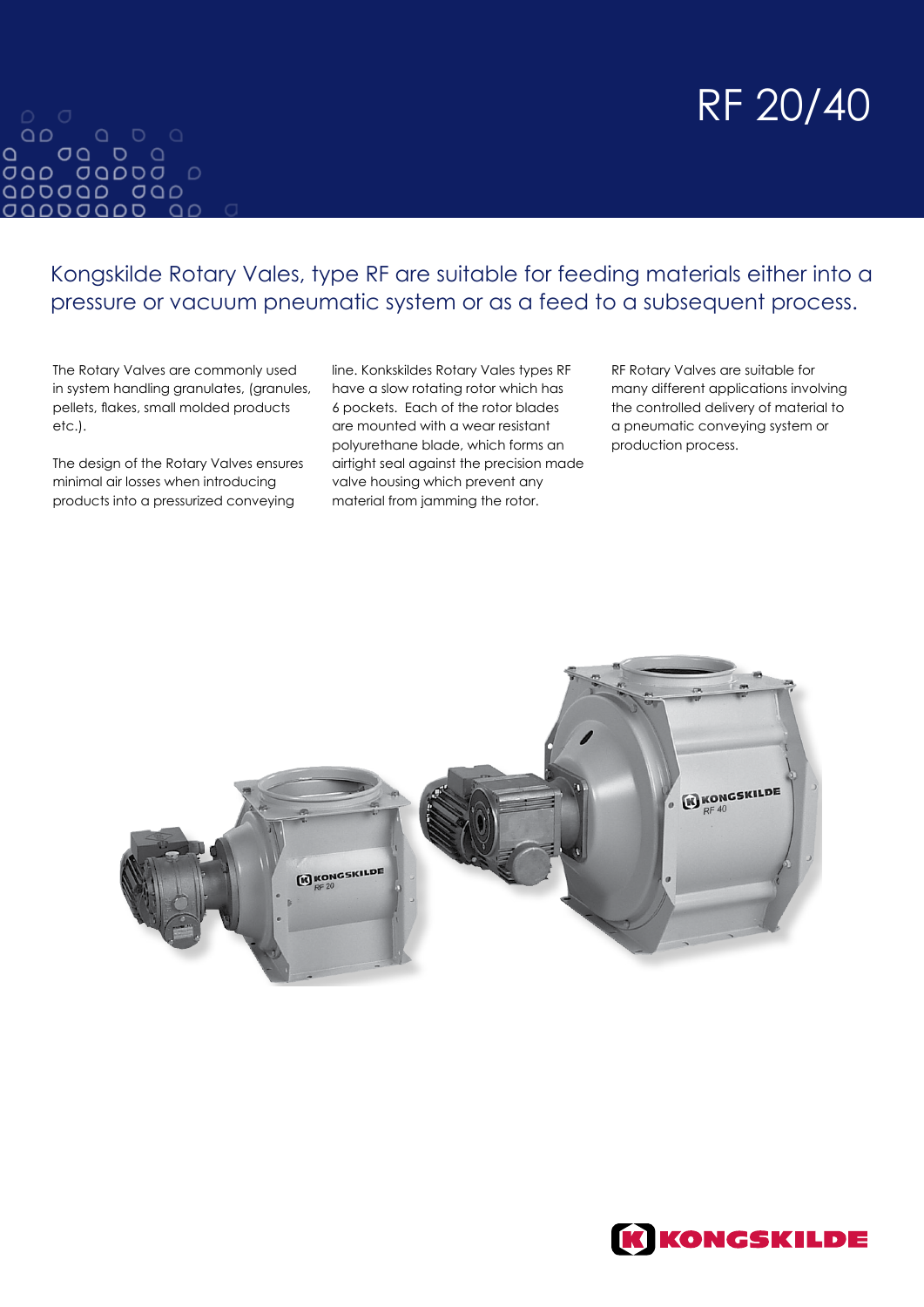# RF 20/40

## Kongskilde Rotary Vales, type RF are suitable for feeding materials either into a pressure or vacuum pneumatic system or as a feed to a subsequent process.

The Rotary Valves are commonly used in system handling granulates, (granules, pellets, flakes, small molded products etc.).

The design of the Rotary Valves ensures minimal air losses when introducing products into a pressurized conveying line. Konkskildes Rotary Vales types RF have a slow rotating rotor which has 6 pockets. Each of the rotor blades are mounted with a wear resistant polyurethane blade, which forms an airtight seal against the precision made valve housing which prevent any material from jamming the rotor.

RF Rotary Valves are suitable for many different applications involving the controlled delivery of material to a pneumatic conveying system or production process.

KONGSKILDE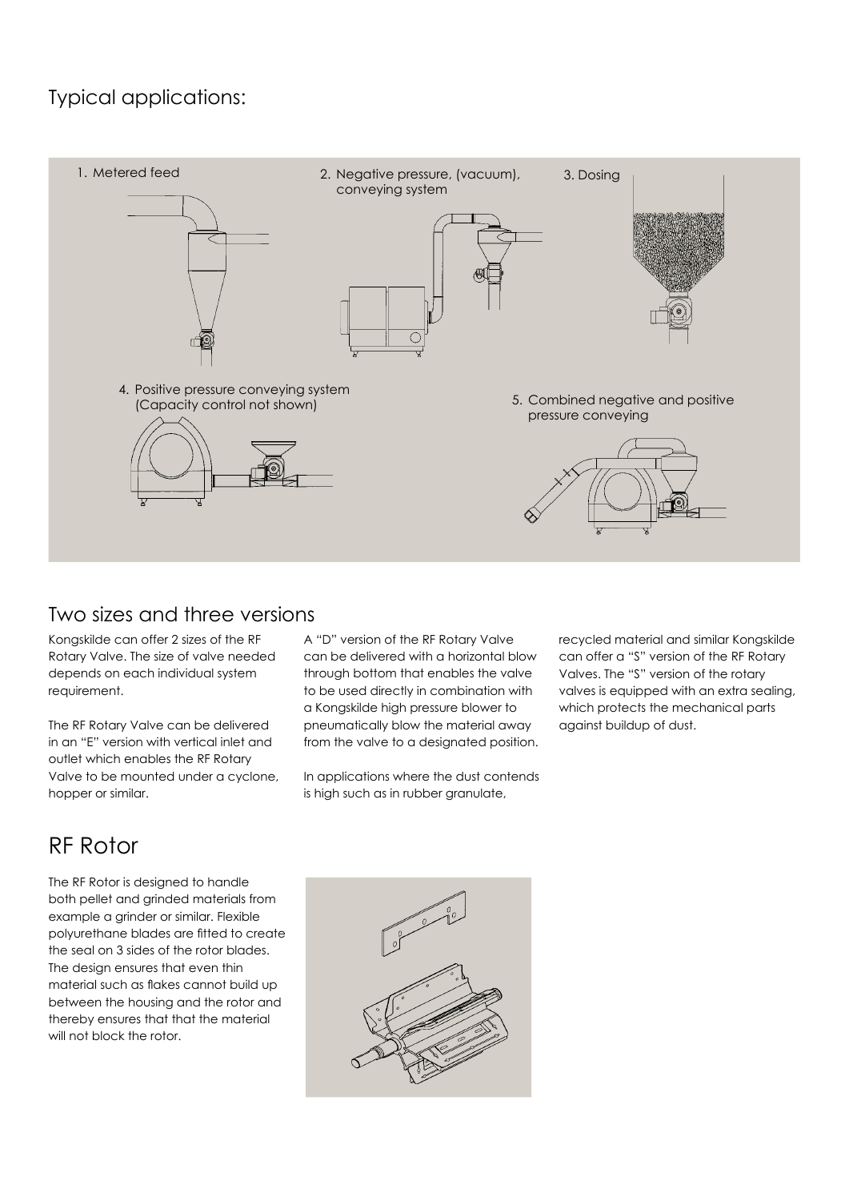## Typical applications:

1. Metered feed
2. Negative pressure, (vacuum), conveying system
3. Dosing
4. Positive pressure conveying system (Capacity control not shown)
5. Combined negative and positive pressure conveying

## Two sizes and three versions

Kongskilde can offer 2 sizes of the RF Rotary Valve. The size of valve needed depends on each individual system requirement.

The RF Rotary Valve can be delivered in an "E" version with vertical inlet and outlet which enables the RF Rotary Valve to be mounted under a cyclone, hopper or similar.

A "D" version of the RF Rotary Valve can be delivered with a horizontal blow through bottom that enables the valve to be used directly in combination with a Kongskilde high pressure blower to pneumatically blow the material away from the valve to a designated position.

In applications where the dust contends is high such as in rubber granulate, recycled material and similar Kongskilde can offer a "S" version of the RF Rotary Valves. The "S" version of the rotary valves is equipped with an extra sealing, which protects the mechanical parts against buildup of dust.

# RF Rotor

The RF Rotor is designed to handle both pellet and grinded materials from example a grinder or similar. Flexible polyurethane blades are fitted to create the seal on 3 sides of the rotor blades. The design ensures that even thin material such as flakes cannot build up between the housing and the rotor and thereby ensures that that the material will not block the rotor.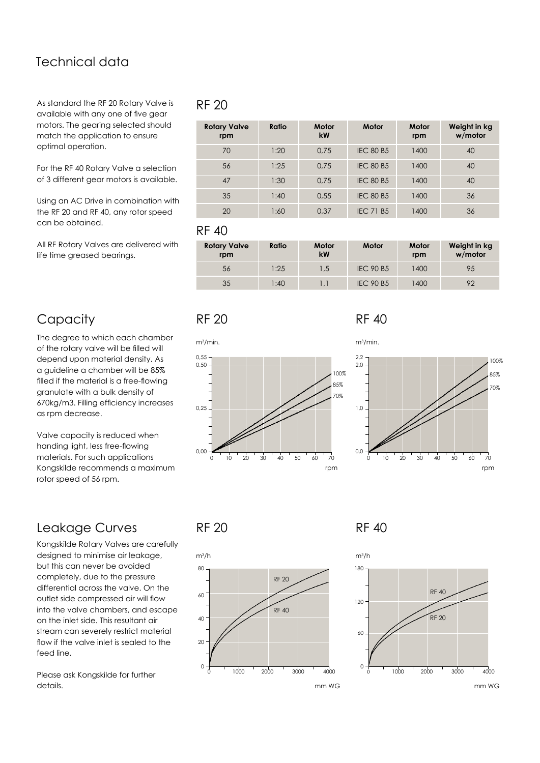## Technical data

As standard the RF 20 Rotary Valve is available with any one of five gear motors. The gearing selected should match the application to ensure optimal operation.

For the RF 40 Rotary Valve a selection of 3 different gear motors is available.

Using an AC Drive in combination with the RF 20 and RF 40, any rotor speed can be obtained.

All RF Rotary Valves are delivered with life time greased bearings.

### RF 20

| Rotary Valve rpm | Ratio | Motor kW | Motor | Motor rpm | Weight in kg w/motor |
|---|---|---|---|---|---|
| 70 | 1:20 | 0,75 | IEC 80 B5 | 1400 | 40 |
| 56 | 1:25 | 0,75 | IEC 80 B5 | 1400 | 40 |
| 47 | 1:30 | 0,75 | IEC 80 B5 | 1400 | 40 |
| 35 | 1:40 | 0,55 | IEC 80 B5 | 1400 | 36 |
| 20 | 1:60 | 0,37 | IEC 71 B5 | 1400 | 36 |

### RF 40

| Rotary Valve rpm | Ratio | Motor kW | Motor | Motor rpm | Weight in kg w/motor |
|---|---|---|---|---|---|
| 56 | 1:25 | 1,5 | IEC 90 B5 | 1400 | 95 |
| 35 | 1:40 | 1,1 | IEC 90 B5 | 1400 | 92 |

## Capacity

The degree to which each chamber of the rotary valve will be filled will depend upon material density. As a guideline a chamber will be 85% filled if the material is a free-flowing granulate with a bulk density of 670kg/m3. Filling efficiency increases as rpm decrease.

Valve capacity is reduced when handing light, less free-flowing materials. For such applications Kongskilde recommends a maximum rotor speed of 56 rpm.

### RF 20

$m^3$/min. — 0,00; 0,25; 0,50; 0,55 — curves: 100%, 85%, 70% — rpm: 0, 10, 20, 30, 40, 50, 60, 70

### RF 40

$m^3$/min. — 0,0; 1,0; 2,0; 2,2 — curves: 100%, 85%, 70% — rpm: 0, 10, 20, 30, 40, 50, 60, 70

## Leakage Curves

Kongskilde Rotary Valves are carefully designed to minimise air leakage, but this can never be avoided completely, due to the pressure differential across the valve. On the outlet side compressed air will flow into the valve chambers, and escape on the inlet side. This resultant air stream can severely restrict material flow if the valve inlet is sealed to the feed line.

Please ask Kongskilde for further details.

### RF 20

$m^3$/h — 0, 20, 40, 60, 80 — curves: RF 20, RF 40 — mm WG: 0, 1000, 2000, 3000, 4000

### RF 40

$m^3$/h — 0, 60, 120, 180 — curves: RF 40, RF 20 — mm WG: 0, 1000, 2000, 3000, 4000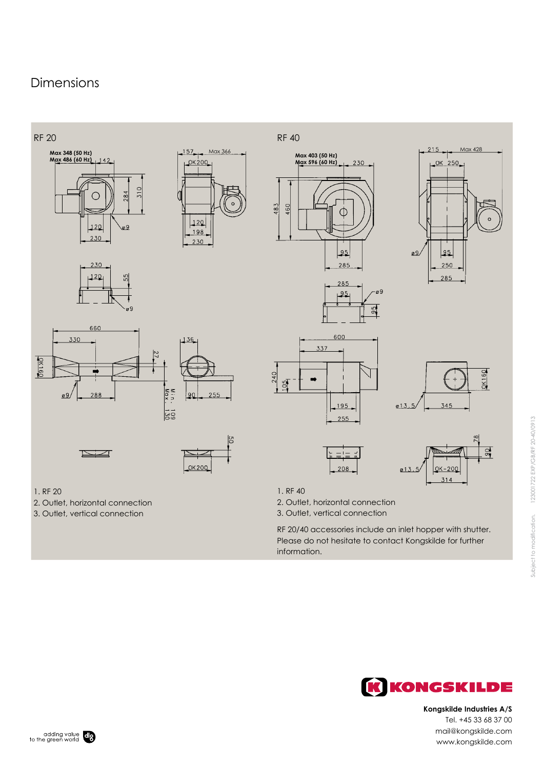# Dimensions

## RF 20

Max 348 (50 Hz)
Max 486 (60 Hz)
142
284
310
120
ø9
230
157
Max 366
OK200
120
198
230
230
120
55
ø9
660
330
OK160
27
ø9
288
Min. 109
Max. 130
136
90
255
50
OK200

1. RF 20
2. Outlet, horizontal connection
3. Outlet, vertical connection

## RF 40

Max 403 (50 Hz)
Max 596 (60 Hz)
230
483
460
95
285
215
Max 428
OK 250
ø9
95
250
285
285
95
ø9
95
600
337
240
105
195
255
OK160
ø13.5
345
208
78
90
ø13.5
OK-200
314

1. RF 40
2. Outlet, horizontal connection
3. Outlet, vertical connection

RF 20/40 accessories include an inlet hopper with shutter. Please do not hesitate to contact Kongskilde for further information.

Subject to modification. 123001722 EXP/GB/RF 20-40/0913

KONGSKILDE

**Kongskilde Industries A/S**
Tel. +45 33 68 37 00
mail@kongskilde.com
www.kongskilde.com

adding value to the green world